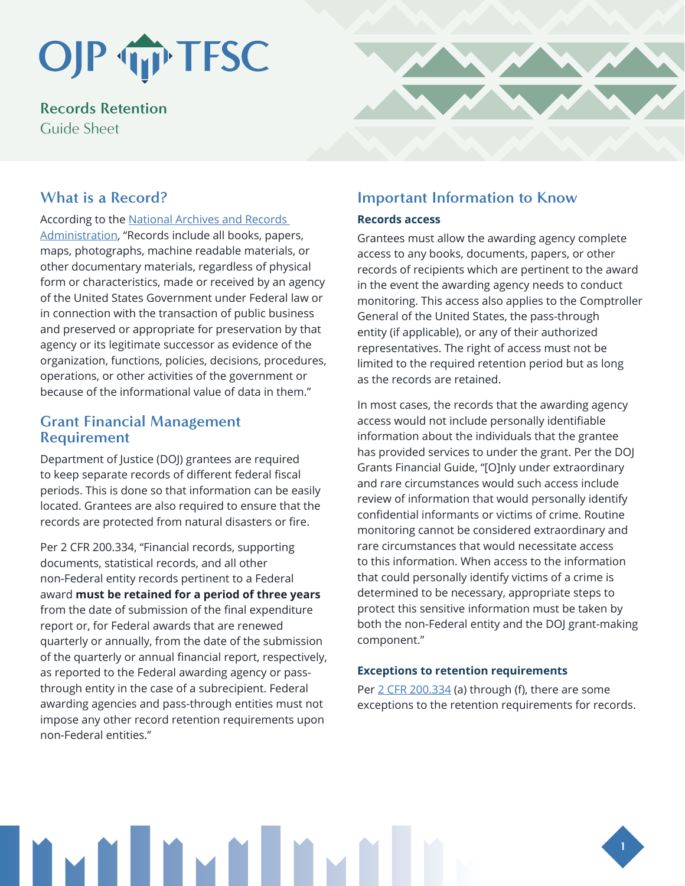# OJP TFSC

## Records Retention

Guide Sheet

## What is a Record?

According to the [National Archives and Records Administration](), "Records include all books, papers, maps, photographs, machine readable materials, or other documentary materials, regardless of physical form or characteristics, made or received by an agency of the United States Government under Federal law or in connection with the transaction of public business and preserved or appropriate for preservation by that agency or its legitimate successor as evidence of the organization, functions, policies, decisions, procedures, operations, or other activities of the government or because of the informational value of data in them."

## Grant Financial Management Requirement

Department of Justice (DOJ) grantees are required to keep separate records of different federal fiscal periods. This is done so that information can be easily located. Grantees are also required to ensure that the records are protected from natural disasters or fire.

Per 2 CFR 200.334, "Financial records, supporting documents, statistical records, and all other non-Federal entity records pertinent to a Federal award **must be retained for a period of three years** from the date of submission of the final expenditure report or, for Federal awards that are renewed quarterly or annually, from the date of the submission of the quarterly or annual financial report, respectively, as reported to the Federal awarding agency or pass-through entity in the case of a subrecipient. Federal awarding agencies and pass-through entities must not impose any other record retention requirements upon non-Federal entities."

## Important Information to Know

### Records access

Grantees must allow the awarding agency complete access to any books, documents, papers, or other records of recipients which are pertinent to the award in the event the awarding agency needs to conduct monitoring. This access also applies to the Comptroller General of the United States, the pass-through entity (if applicable), or any of their authorized representatives. The right of access must not be limited to the required retention period but as long as the records are retained.

In most cases, the records that the awarding agency access would not include personally identifiable information about the individuals that the grantee has provided services to under the grant. Per the DOJ Grants Financial Guide, "[O]nly under extraordinary and rare circumstances would such access include review of information that would personally identify confidential informants or victims of crime. Routine monitoring cannot be considered extraordinary and rare circumstances that would necessitate access to this information. When access to the information that could personally identify victims of a crime is determined to be necessary, appropriate steps to protect this sensitive information must be taken by both the non-Federal entity and the DOJ grant-making component."

### Exceptions to retention requirements

Per [2 CFR 200.334]() (a) through (f), there are some exceptions to the retention requirements for records.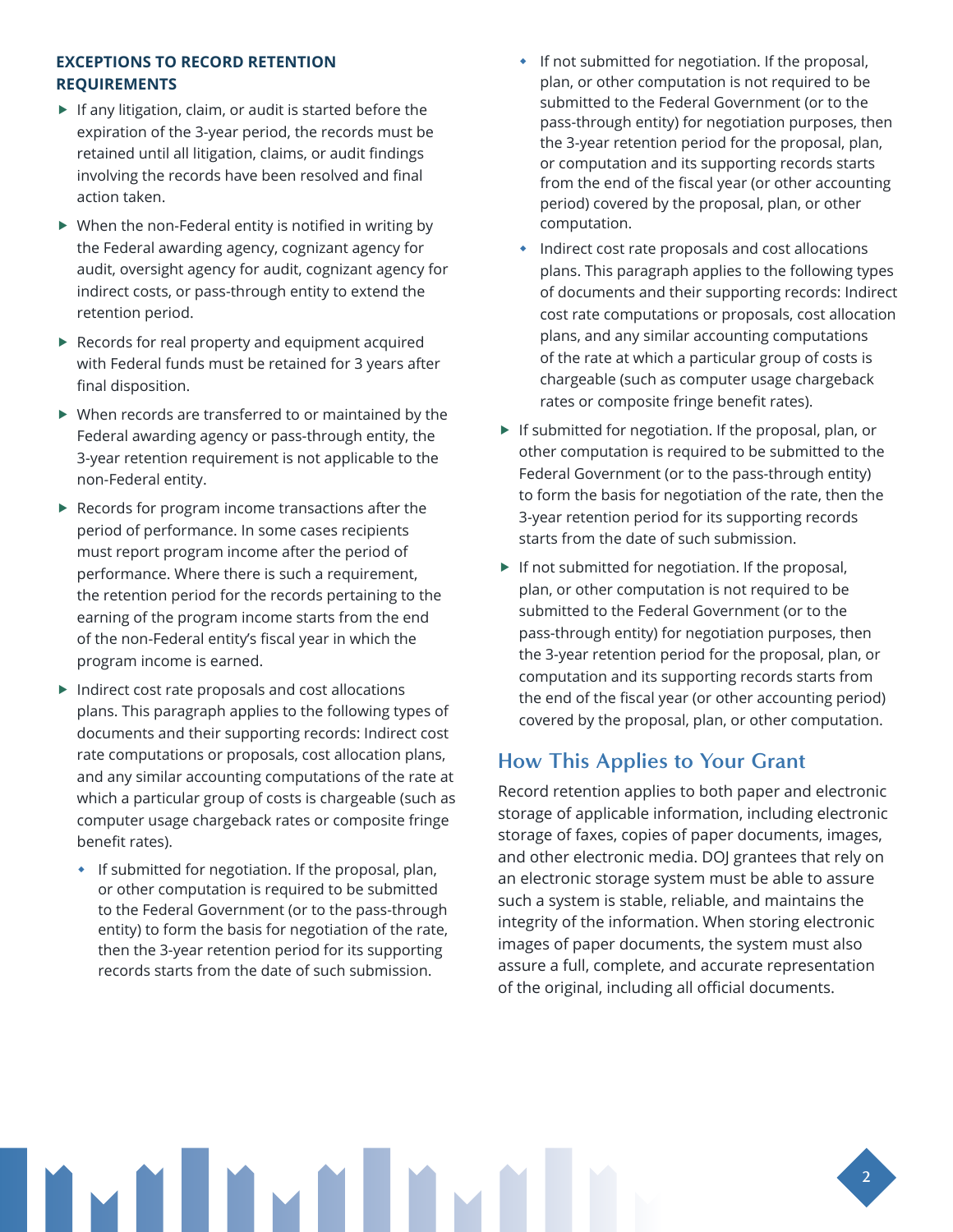### EXCEPTIONS TO RECORD RETENTION REQUIREMENTS

- If any litigation, claim, or audit is started before the expiration of the 3-year period, the records must be retained until all litigation, claims, or audit findings involving the records have been resolved and final action taken.
- When the non-Federal entity is notified in writing by the Federal awarding agency, cognizant agency for audit, oversight agency for audit, cognizant agency for indirect costs, or pass-through entity to extend the retention period.
- Records for real property and equipment acquired with Federal funds must be retained for 3 years after final disposition.
- When records are transferred to or maintained by the Federal awarding agency or pass-through entity, the 3-year retention requirement is not applicable to the non-Federal entity.
- Records for program income transactions after the period of performance. In some cases recipients must report program income after the period of performance. Where there is such a requirement, the retention period for the records pertaining to the earning of the program income starts from the end of the non-Federal entity's fiscal year in which the program income is earned.
- Indirect cost rate proposals and cost allocations plans. This paragraph applies to the following types of documents and their supporting records: Indirect cost rate computations or proposals, cost allocation plans, and any similar accounting computations of the rate at which a particular group of costs is chargeable (such as computer usage chargeback rates or composite fringe benefit rates).
  - If submitted for negotiation. If the proposal, plan, or other computation is required to be submitted to the Federal Government (or to the pass-through entity) to form the basis for negotiation of the rate, then the 3-year retention period for its supporting records starts from the date of such submission.
  - If not submitted for negotiation. If the proposal, plan, or other computation is not required to be submitted to the Federal Government (or to the pass-through entity) for negotiation purposes, then the 3-year retention period for the proposal, plan, or computation and its supporting records starts from the end of the fiscal year (or other accounting period) covered by the proposal, plan, or other computation.
  - Indirect cost rate proposals and cost allocations plans. This paragraph applies to the following types of documents and their supporting records: Indirect cost rate computations or proposals, cost allocation plans, and any similar accounting computations of the rate at which a particular group of costs is chargeable (such as computer usage chargeback rates or composite fringe benefit rates).
- If submitted for negotiation. If the proposal, plan, or other computation is required to be submitted to the Federal Government (or to the pass-through entity) to form the basis for negotiation of the rate, then the 3-year retention period for its supporting records starts from the date of such submission.
- If not submitted for negotiation. If the proposal, plan, or other computation is not required to be submitted to the Federal Government (or to the pass-through entity) for negotiation purposes, then the 3-year retention period for the proposal, plan, or computation and its supporting records starts from the end of the fiscal year (or other accounting period) covered by the proposal, plan, or other computation.

## How This Applies to Your Grant

Record retention applies to both paper and electronic storage of applicable information, including electronic storage of faxes, copies of paper documents, images, and other electronic media. DOJ grantees that rely on an electronic storage system must be able to assure such a system is stable, reliable, and maintains the integrity of the information. When storing electronic images of paper documents, the system must also assure a full, complete, and accurate representation of the original, including all official documents.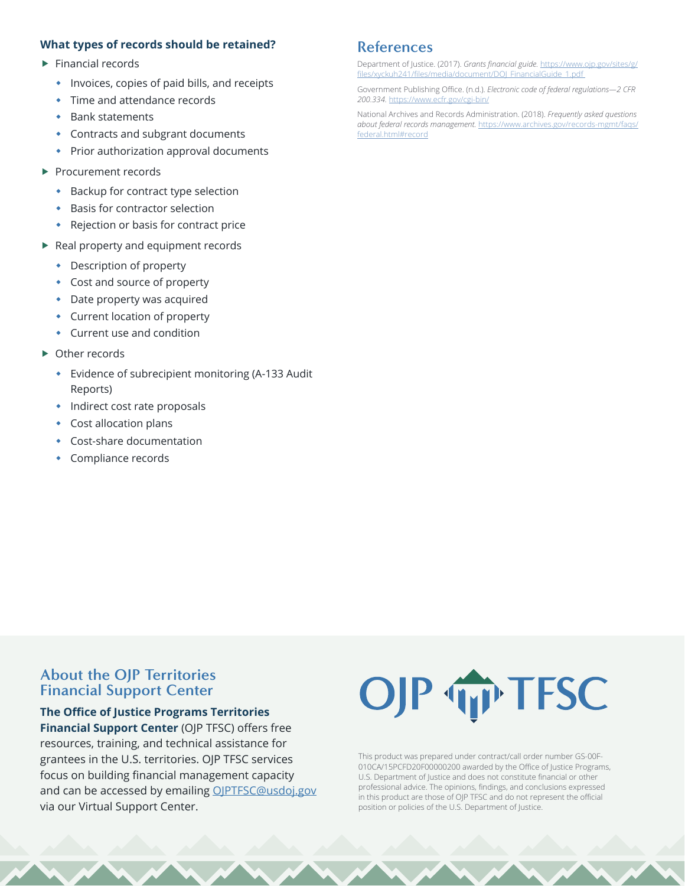### What types of records should be retained?

- Financial records
  - Invoices, copies of paid bills, and receipts
  - Time and attendance records
  - Bank statements
  - Contracts and subgrant documents
  - Prior authorization approval documents
- Procurement records
  - Backup for contract type selection
  - Basis for contractor selection
  - Rejection or basis for contract price
- Real property and equipment records
  - Description of property
  - Cost and source of property
  - Date property was acquired
  - Current location of property
  - Current use and condition
- Other records
  - Evidence of subrecipient monitoring (A-133 Audit Reports)
  - Indirect cost rate proposals
  - Cost allocation plans
  - Cost-share documentation
  - Compliance records

## References

Department of Justice. (2017). *Grants financial guide.* https://www.ojp.gov/sites/g/files/xyckuh241/files/media/document/DOJ_FinancialGuide_1.pdf

Government Publishing Office. (n.d.). *Electronic code of federal regulations—2 CFR 200.334.* https://www.ecfr.gov/cgi-bin/

National Archives and Records Administration. (2018). *Frequently asked questions about federal records management.* https://www.archives.gov/records-mgmt/faqs/federal.html#record

## About the OJP Territories Financial Support Center

**The Office of Justice Programs Territories Financial Support Center** (OJP TFSC) offers free resources, training, and technical assistance for grantees in the U.S. territories. OJP TFSC services focus on building financial management capacity and can be accessed by emailing OJPTFSC@usdoj.gov via our Virtual Support Center.

OJP TFSC

This product was prepared under contract/call order number GS-00F-010CA/15PCFD20F00000200 awarded by the Office of Justice Programs, U.S. Department of Justice and does not constitute financial or other professional advice. The opinions, findings, and conclusions expressed in this product are those of OJP TFSC and do not represent the official position or policies of the U.S. Department of Justice.